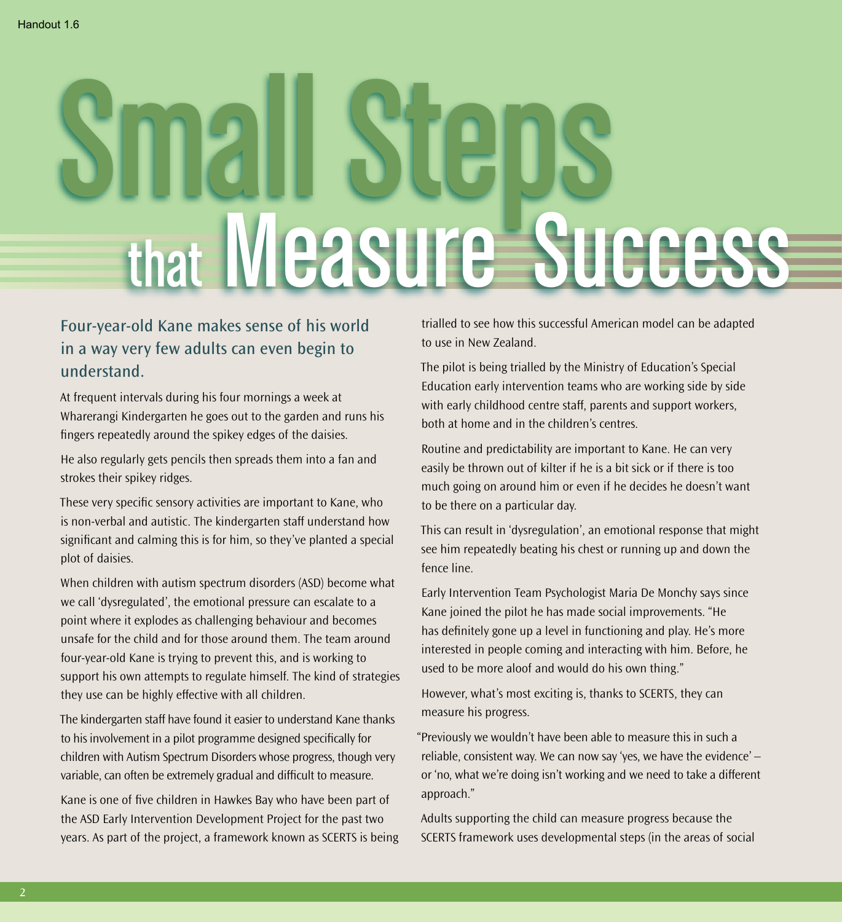# Small Steps that Measure Success

## Four-year-old Kane makes sense of his world in a way very few adults can even begin to understand.

At frequent intervals during his four mornings a week at Wharerangi Kindergarten he goes out to the garden and runs his fingers repeatedly around the spikey edges of the daisies.

He also regularly gets pencils then spreads them into a fan and strokes their spikey ridges.

These very specific sensory activities are important to Kane, who is non-verbal and autistic. The kindergarten staff understand how significant and calming this is for him, so they've planted a special plot of daisies.

When children with autism spectrum disorders (ASD) become what we call 'dysregulated', the emotional pressure can escalate to a point where it explodes as challenging behaviour and becomes unsafe for the child and for those around them. The team around four-year-old Kane is trying to prevent this, and is working to support his own attempts to regulate himself. The kind of strategies they use can be highly effective with all children.

The kindergarten staff have found it easier to understand Kane thanks to his involvement in a pilot programme designed specifically for children with Autism Spectrum Disorders whose progress, though very variable, can often be extremely gradual and difficult to measure.

Kane is one of five children in Hawkes Bay who have been part of the ASD Early Intervention Development Project for the past two years. As part of the project, a framework known as SCERTS is being trialled to see how this successful American model can be adapted to use in New Zealand.

The pilot is being trialled by the Ministry of Education's Special Education early intervention teams who are working side by side with early childhood centre staff, parents and support workers, both at home and in the children's centres.

Routine and predictability are important to Kane. He can very easily be thrown out of kilter if he is a bit sick or if there is too much going on around him or even if he decides he doesn't want to be there on a particular day.

This can result in 'dysregulation', an emotional response that might see him repeatedly beating his chest or running up and down the fence line.

Early Intervention Team Psychologist Maria De Monchy says since Kane joined the pilot he has made social improvements. "He has definitely gone up a level in functioning and play. He's more interested in people coming and interacting with him. Before, he used to be more aloof and would do his own thing."

However, what's most exciting is, thanks to SCERTS, they can measure his progress.

"Previously we wouldn't have been able to measure this in such a reliable, consistent way. We can now say 'yes, we have the evidence' – or 'no, what we're doing isn't working and we need to take a different approach."

Adults supporting the child can measure progress because the SCERTS framework uses developmental steps (in the areas of social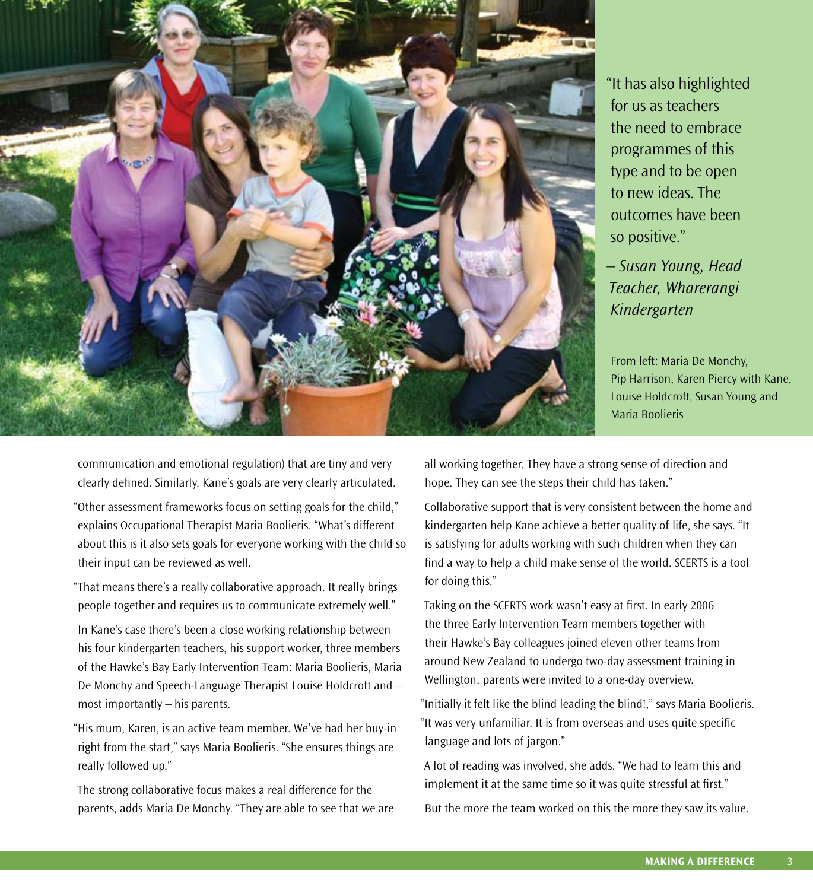"It has also highlighted for us as teachers the need to embrace programmes of this type and to be open to new ideas. The outcomes have been so positive."

*– Susan Young, Head Teacher, Wharerangi Kindergarten*

From left: Maria De Monchy, Pip Harrison, Karen Piercy with Kane, Louise Holdcroft, Susan Young and Maria Boolieris

communication and emotional regulation) that are tiny and very clearly defined. Similarly, Kane's goals are very clearly articulated.

"Other assessment frameworks focus on setting goals for the child," explains Occupational Therapist Maria Boolieris. "What's different about this is it also sets goals for everyone working with the child so their input can be reviewed as well.

"That means there's a really collaborative approach. It really brings people together and requires us to communicate extremely well."

In Kane's case there's been a close working relationship between his four kindergarten teachers, his support worker, three members of the Hawke's Bay Early Intervention Team: Maria Boolieris, Maria De Monchy and Speech-Language Therapist Louise Holdcroft and – most importantly – his parents.

"His mum, Karen, is an active team member. We've had her buy-in right from the start," says Maria Boolieris. "She ensures things are really followed up."

The strong collaborative focus makes a real difference for the parents, adds Maria De Monchy. "They are able to see that we are all working together. They have a strong sense of direction and hope. They can see the steps their child has taken."

Collaborative support that is very consistent between the home and kindergarten help Kane achieve a better quality of life, she says. "It is satisfying for adults working with such children when they can find a way to help a child make sense of the world. SCERTS is a tool for doing this."

Taking on the SCERTS work wasn't easy at first. In early 2006 the three Early Intervention Team members together with their Hawke's Bay colleagues joined eleven other teams from around New Zealand to undergo two-day assessment training in Wellington; parents were invited to a one-day overview.

"Initially it felt like the blind leading the blind!," says Maria Boolieris. "It was very unfamiliar. It is from overseas and uses quite specific language and lots of jargon."

A lot of reading was involved, she adds. "We had to learn this and implement it at the same time so it was quite stressful at first."

But the more the team worked on this the more they saw its value.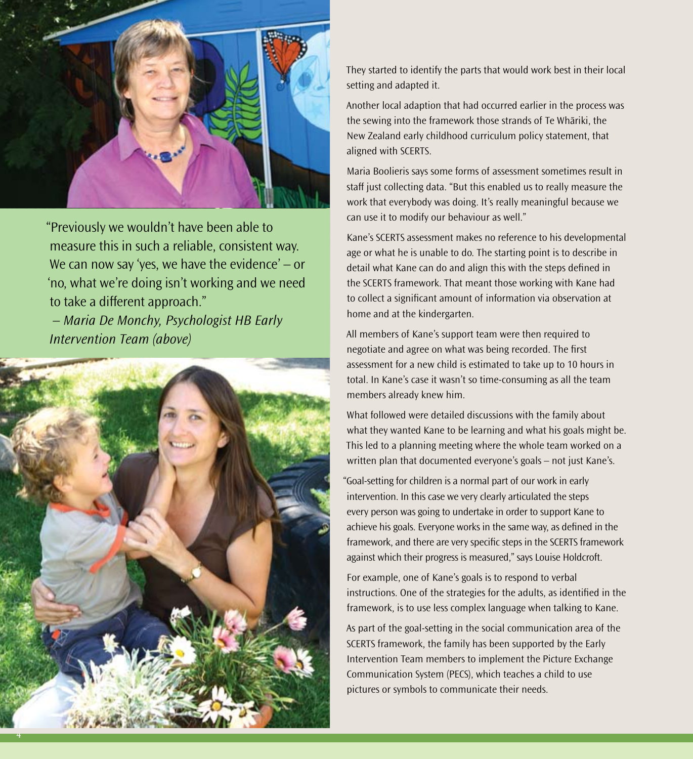"Previously we wouldn't have been able to measure this in such a reliable, consistent way. We can now say 'yes, we have the evidence' – or 'no, what we're doing isn't working and we need to take a different approach."

*– Maria De Monchy, Psychologist HB Early Intervention Team (above)*

They started to identify the parts that would work best in their local setting and adapted it.

Another local adaption that had occurred earlier in the process was the sewing into the framework those strands of Te Whāriki, the New Zealand early childhood curriculum policy statement, that aligned with SCERTS.

Maria Boolieris says some forms of assessment sometimes result in staff just collecting data. "But this enabled us to really measure the work that everybody was doing. It's really meaningful because we can use it to modify our behaviour as well."

Kane's SCERTS assessment makes no reference to his developmental age or what he is unable to do. The starting point is to describe in detail what Kane can do and align this with the steps defined in the SCERTS framework. That meant those working with Kane had to collect a significant amount of information via observation at home and at the kindergarten.

All members of Kane's support team were then required to negotiate and agree on what was being recorded. The first assessment for a new child is estimated to take up to 10 hours in total. In Kane's case it wasn't so time-consuming as all the team members already knew him.

What followed were detailed discussions with the family about what they wanted Kane to be learning and what his goals might be. This led to a planning meeting where the whole team worked on a written plan that documented everyone's goals – not just Kane's.

"Goal-setting for children is a normal part of our work in early intervention. In this case we very clearly articulated the steps every person was going to undertake in order to support Kane to achieve his goals. Everyone works in the same way, as defined in the framework, and there are very specific steps in the SCERTS framework against which their progress is measured," says Louise Holdcroft.

For example, one of Kane's goals is to respond to verbal instructions. One of the strategies for the adults, as identified in the framework, is to use less complex language when talking to Kane.

As part of the goal-setting in the social communication area of the SCERTS framework, the family has been supported by the Early Intervention Team members to implement the Picture Exchange Communication System (PECS), which teaches a child to use pictures or symbols to communicate their needs.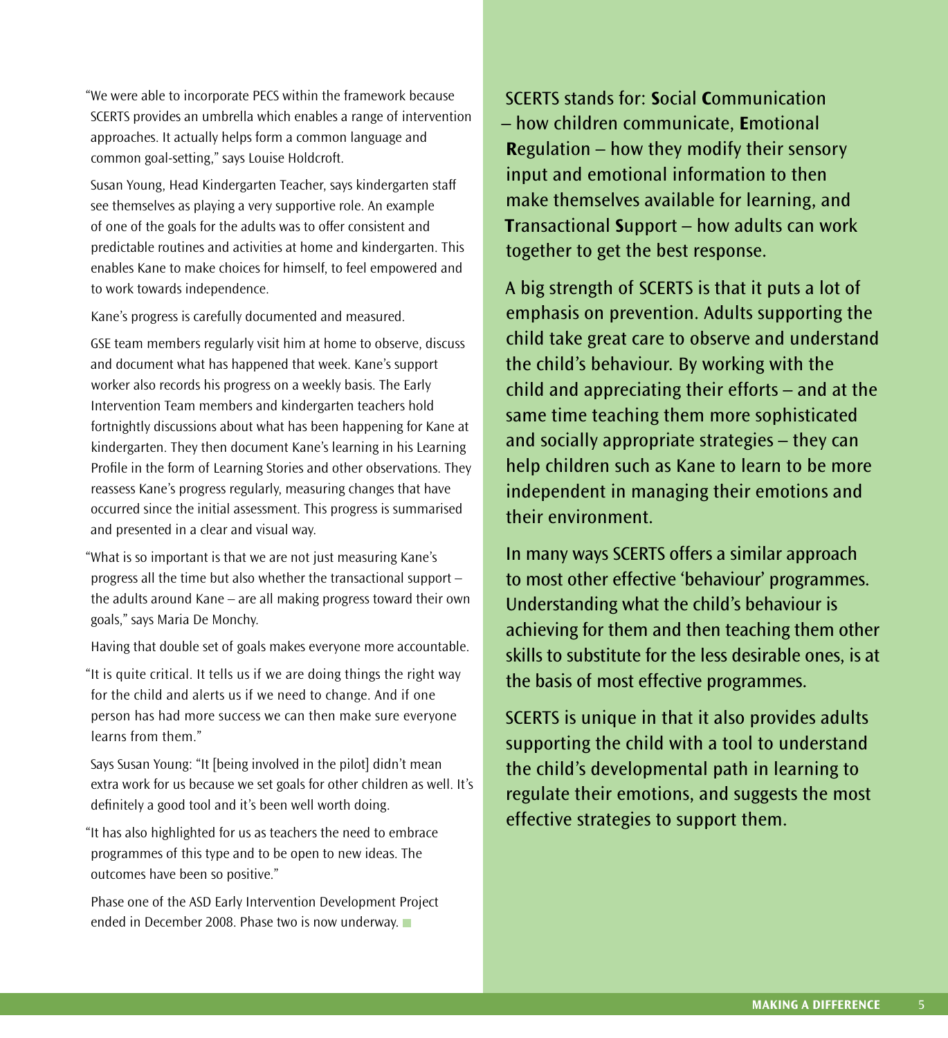"We were able to incorporate PECS within the framework because SCERTS provides an umbrella which enables a range of intervention approaches. It actually helps form a common language and common goal-setting," says Louise Holdcroft.

Susan Young, Head Kindergarten Teacher, says kindergarten staff see themselves as playing a very supportive role. An example of one of the goals for the adults was to offer consistent and predictable routines and activities at home and kindergarten. This enables Kane to make choices for himself, to feel empowered and to work towards independence.

Kane's progress is carefully documented and measured.

GSE team members regularly visit him at home to observe, discuss and document what has happened that week. Kane's support worker also records his progress on a weekly basis. The Early Intervention Team members and kindergarten teachers hold fortnightly discussions about what has been happening for Kane at kindergarten. They then document Kane's learning in his Learning Profile in the form of Learning Stories and other observations. They reassess Kane's progress regularly, measuring changes that have occurred since the initial assessment. This progress is summarised and presented in a clear and visual way.

"What is so important is that we are not just measuring Kane's progress all the time but also whether the transactional support – the adults around Kane – are all making progress toward their own goals," says Maria De Monchy.

Having that double set of goals makes everyone more accountable.

"It is quite critical. It tells us if we are doing things the right way for the child and alerts us if we need to change. And if one person has had more success we can then make sure everyone learns from them."

Says Susan Young: "It [being involved in the pilot] didn't mean extra work for us because we set goals for other children as well. It's definitely a good tool and it's been well worth doing.

"It has also highlighted for us as teachers the need to embrace programmes of this type and to be open to new ideas. The outcomes have been so positive."

Phase one of the ASD Early Intervention Development Project ended in December 2008. Phase two is now underway.

SCERTS stands for: **S**ocial **C**ommunication – how children communicate, **E**motional **R**egulation – how they modify their sensory input and emotional information to then make themselves available for learning, and **T**ransactional **S**upport – how adults can work together to get the best response.

A big strength of SCERTS is that it puts a lot of emphasis on prevention. Adults supporting the child take great care to observe and understand the child's behaviour. By working with the child and appreciating their efforts – and at the same time teaching them more sophisticated and socially appropriate strategies – they can help children such as Kane to learn to be more independent in managing their emotions and their environment.

In many ways SCERTS offers a similar approach to most other effective 'behaviour' programmes. Understanding what the child's behaviour is achieving for them and then teaching them other skills to substitute for the less desirable ones, is at the basis of most effective programmes.

SCERTS is unique in that it also provides adults supporting the child with a tool to understand the child's developmental path in learning to regulate their emotions, and suggests the most effective strategies to support them.